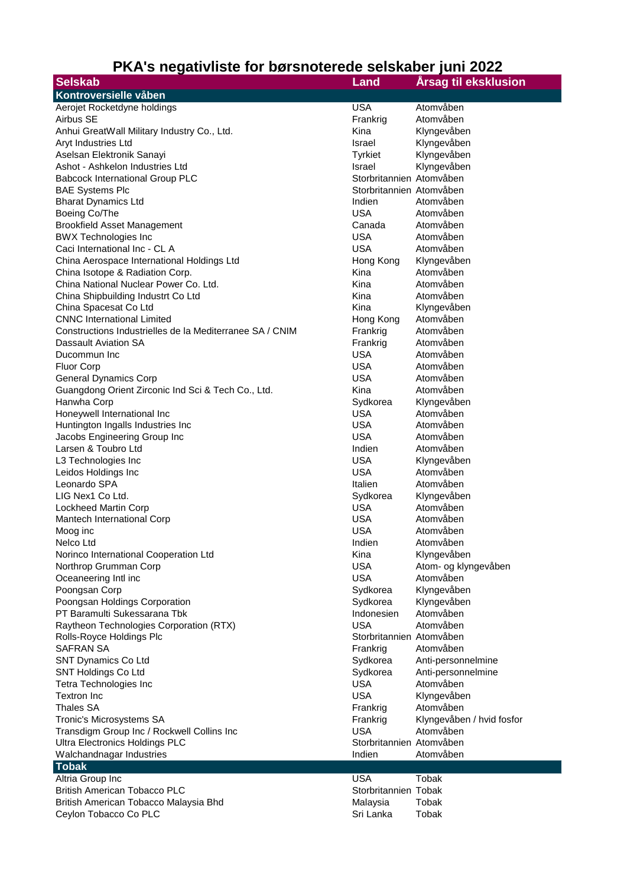# PKA's negativliste for børsnoterede selskaber juni 2022

| Selskab | Land | Årsag til eksklusion |
|---|---|---|
| **Kontroversielle våben** | | |
| Aerojet Rocketdyne holdings | USA | Atomvåben |
| Airbus SE | Frankrig | Atomvåben |
| Anhui GreatWall Military Industry Co., Ltd. | Kina | Klyngevåben |
| Aryt Industries Ltd | Israel | Klyngevåben |
| Aselsan Elektronik Sanayi | Tyrkiet | Klyngevåben |
| Ashot - Ashkelon Industries Ltd | Israel | Klyngevåben |
| Babcock International Group PLC | Storbritannien | Atomvåben |
| BAE Systems Plc | Storbritannien | Atomvåben |
| Bharat Dynamics Ltd | Indien | Atomvåben |
| Boeing Co/The | USA | Atomvåben |
| Brookfield Asset Management | Canada | Atomvåben |
| BWX Technologies Inc | USA | Atomvåben |
| Caci International Inc - CL A | USA | Atomvåben |
| China Aerospace International Holdings Ltd | Hong Kong | Klyngevåben |
| China Isotope & Radiation Corp. | Kina | Atomvåben |
| China National Nuclear Power Co. Ltd. | Kina | Atomvåben |
| China Shipbuilding Industrt Co Ltd | Kina | Atomvåben |
| China Spacesat Co Ltd | Kina | Klyngevåben |
| CNNC International Limited | Hong Kong | Atomvåben |
| Constructions Industrielles de la Mediterranee SA / CNIM | Frankrig | Atomvåben |
| Dassault Aviation SA | Frankrig | Atomvåben |
| Ducommun Inc | USA | Atomvåben |
| Fluor Corp | USA | Atomvåben |
| General Dynamics Corp | USA | Atomvåben |
| Guangdong Orient Zirconic Ind Sci & Tech Co., Ltd. | Kina | Atomvåben |
| Hanwha Corp | Sydkorea | Klyngevåben |
| Honeywell International Inc | USA | Atomvåben |
| Huntington Ingalls Industries Inc | USA | Atomvåben |
| Jacobs Engineering Group Inc | USA | Atomvåben |
| Larsen & Toubro Ltd | Indien | Atomvåben |
| L3 Technologies Inc | USA | Klyngevåben |
| Leidos Holdings Inc | USA | Atomvåben |
| Leonardo SPA | Italien | Atomvåben |
| LIG Nex1 Co Ltd. | Sydkorea | Klyngevåben |
| Lockheed Martin Corp | USA | Atomvåben |
| Mantech International Corp | USA | Atomvåben |
| Moog inc | USA | Atomvåben |
| Nelco Ltd | Indien | Atomvåben |
| Norinco International Cooperation Ltd | Kina | Klyngevåben |
| Northrop Grumman Corp | USA | Atom- og klyngevåben |
| Oceaneering Intl inc | USA | Atomvåben |
| Poongsan Corp | Sydkorea | Klyngevåben |
| Poongsan Holdings Corporation | Sydkorea | Klyngevåben |
| PT Baramulti Sukessarana Tbk | Indonesien | Atomvåben |
| Raytheon Technologies Corporation (RTX) | USA | Atomvåben |
| Rolls-Royce Holdings Plc | Storbritannien | Atomvåben |
| SAFRAN SA | Frankrig | Atomvåben |
| SNT Dynamics Co Ltd | Sydkorea | Anti-personnelmine |
| SNT Holdings Co Ltd | Sydkorea | Anti-personnelmine |
| Tetra Technologies Inc | USA | Atomvåben |
| Textron Inc | USA | Klyngevåben |
| Thales SA | Frankrig | Atomvåben |
| Tronic's Microsystems SA | Frankrig | Klyngevåben / hvid fosfor |
| Transdigm Group Inc / Rockwell Collins Inc | USA | Atomvåben |
| Ultra Electronics Holdings PLC | Storbritannien | Atomvåben |
| Walchandnagar Industries | Indien | Atomvåben |
| **Tobak** | | |
| Altria Group Inc | USA | Tobak |
| British American Tobacco PLC | Storbritannien | Tobak |
| British American Tobacco Malaysia Bhd | Malaysia | Tobak |
| Ceylon Tobacco Co PLC | Sri Lanka | Tobak |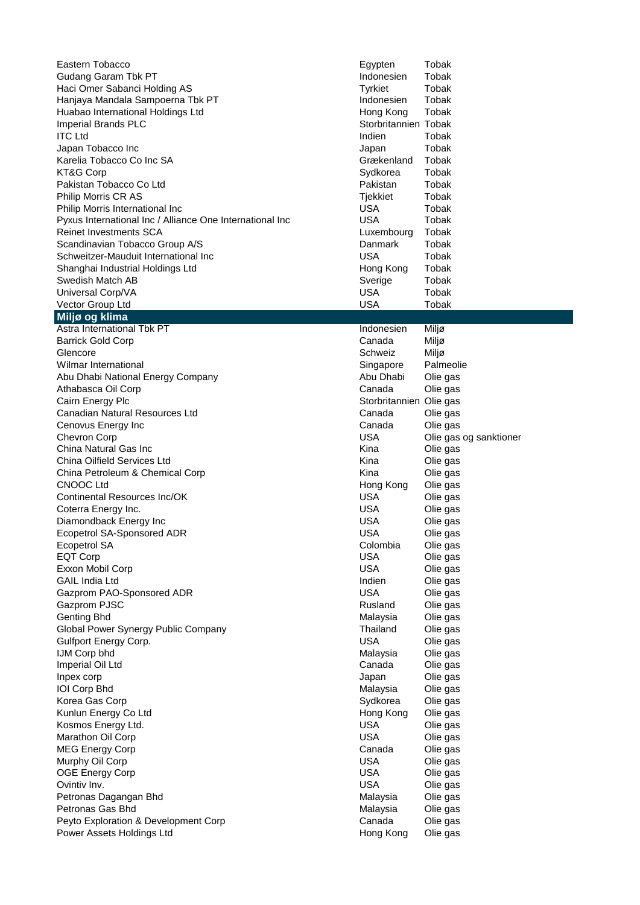| | | |
|---|---|---|
| Eastern Tobacco | Egypten | Tobak |
| Gudang Garam Tbk PT | Indonesien | Tobak |
| Haci Omer Sabanci Holding AS | Tyrkiet | Tobak |
| Hanjaya Mandala Sampoerna Tbk PT | Indonesien | Tobak |
| Huabao International Holdings Ltd | Hong Kong | Tobak |
| Imperial Brands PLC | Storbritannien | Tobak |
| ITC Ltd | Indien | Tobak |
| Japan Tobacco Inc | Japan | Tobak |
| Karelia Tobacco Co Inc SA | Grækenland | Tobak |
| KT&G Corp | Sydkorea | Tobak |
| Pakistan Tobacco Co Ltd | Pakistan | Tobak |
| Philip Morris CR AS | Tjekkiet | Tobak |
| Philip Morris International Inc | USA | Tobak |
| Pyxus International Inc / Alliance One International Inc | USA | Tobak |
| Reinet Investments SCA | Luxembourg | Tobak |
| Scandinavian Tobacco Group A/S | Danmark | Tobak |
| Schweitzer-Mauduit International Inc | USA | Tobak |
| Shanghai Industrial Holdings Ltd | Hong Kong | Tobak |
| Swedish Match AB | Sverige | Tobak |
| Universal Corp/VA | USA | Tobak |
| Vector Group Ltd | USA | Tobak |
| **Miljø og klima** | | |
| Astra International Tbk PT | Indonesien | Miljø |
| Barrick Gold Corp | Canada | Miljø |
| Glencore | Schweiz | Miljø |
| Wilmar International | Singapore | Palmeolie |
| Abu Dhabi National Energy Company | Abu Dhabi | Olie gas |
| Athabasca Oil Corp | Canada | Olie gas |
| Cairn Energy Plc | Storbritannien | Olie gas |
| Canadian Natural Resources Ltd | Canada | Olie gas |
| Cenovus Energy Inc | Canada | Olie gas |
| Chevron Corp | USA | Olie gas og sanktioner |
| China Natural Gas Inc | Kina | Olie gas |
| China Oilfield Services Ltd | Kina | Olie gas |
| China Petroleum & Chemical Corp | Kina | Olie gas |
| CNOOC Ltd | Hong Kong | Olie gas |
| Continental Resources Inc/OK | USA | Olie gas |
| Coterra Energy Inc. | USA | Olie gas |
| Diamondback Energy Inc | USA | Olie gas |
| Ecopetrol SA-Sponsored ADR | USA | Olie gas |
| Ecopetrol SA | Colombia | Olie gas |
| EQT Corp | USA | Olie gas |
| Exxon Mobil Corp | USA | Olie gas |
| GAIL India Ltd | Indien | Olie gas |
| Gazprom PAO-Sponsored ADR | USA | Olie gas |
| Gazprom PJSC | Rusland | Olie gas |
| Genting Bhd | Malaysia | Olie gas |
| Global Power Synergy Public Company | Thailand | Olie gas |
| Gulfport Energy Corp. | USA | Olie gas |
| IJM Corp bhd | Malaysia | Olie gas |
| Imperial Oil Ltd | Canada | Olie gas |
| Inpex corp | Japan | Olie gas |
| IOI Corp Bhd | Malaysia | Olie gas |
| Korea Gas Corp | Sydkorea | Olie gas |
| Kunlun Energy Co Ltd | Hong Kong | Olie gas |
| Kosmos Energy Ltd. | USA | Olie gas |
| Marathon Oil Corp | USA | Olie gas |
| MEG Energy Corp | Canada | Olie gas |
| Murphy Oil Corp | USA | Olie gas |
| OGE Energy Corp | USA | Olie gas |
| Ovintiv Inv. | USA | Olie gas |
| Petronas Dagangan Bhd | Malaysia | Olie gas |
| Petronas Gas Bhd | Malaysia | Olie gas |
| Peyto Exploration & Development Corp | Canada | Olie gas |
| Power Assets Holdings Ltd | Hong Kong | Olie gas |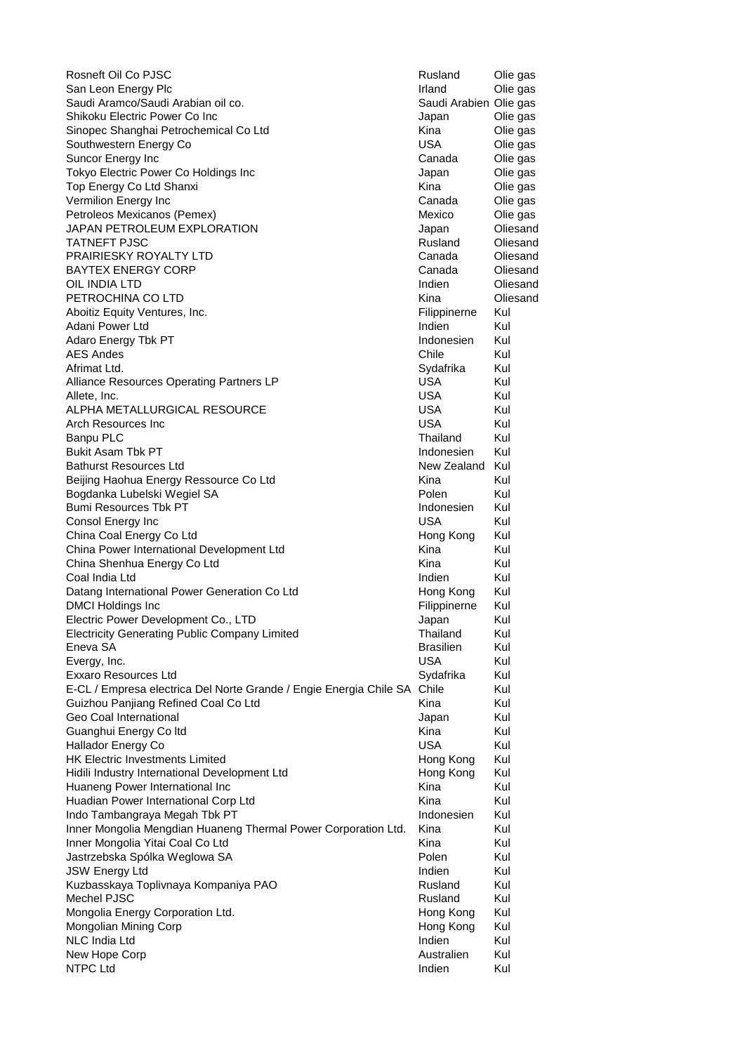| | | |
|---|---|---|
| Rosneft Oil Co PJSC | Rusland | Olie gas |
| San Leon Energy Plc | Irland | Olie gas |
| Saudi Aramco/Saudi Arabian oil co. | Saudi Arabien | Olie gas |
| Shikoku Electric Power Co Inc | Japan | Olie gas |
| Sinopec Shanghai Petrochemical Co Ltd | Kina | Olie gas |
| Southwestern Energy Co | USA | Olie gas |
| Suncor Energy Inc | Canada | Olie gas |
| Tokyo Electric Power Co Holdings Inc | Japan | Olie gas |
| Top Energy Co Ltd Shanxi | Kina | Olie gas |
| Vermilion Energy Inc | Canada | Olie gas |
| Petroleos Mexicanos (Pemex) | Mexico | Olie gas |
| JAPAN PETROLEUM EXPLORATION | Japan | Oliesand |
| TATNEFT PJSC | Rusland | Oliesand |
| PRAIRIESKY ROYALTY LTD | Canada | Oliesand |
| BAYTEX ENERGY CORP | Canada | Oliesand |
| OIL INDIA LTD | Indien | Oliesand |
| PETROCHINA CO LTD | Kina | Oliesand |
| Aboitiz Equity Ventures, Inc. | Filippinerne | Kul |
| Adani Power Ltd | Indien | Kul |
| Adaro Energy Tbk PT | Indonesien | Kul |
| AES Andes | Chile | Kul |
| Afrimat Ltd. | Sydafrika | Kul |
| Alliance Resources Operating Partners LP | USA | Kul |
| Allete, Inc. | USA | Kul |
| ALPHA METALLURGICAL RESOURCE | USA | Kul |
| Arch Resources Inc | USA | Kul |
| Banpu PLC | Thailand | Kul |
| Bukit Asam Tbk PT | Indonesien | Kul |
| Bathurst Resources Ltd | New Zealand | Kul |
| Beijing Haohua Energy Ressource Co Ltd | Kina | Kul |
| Bogdanka Lubelski Wegiel SA | Polen | Kul |
| Bumi Resources Tbk PT | Indonesien | Kul |
| Consol Energy Inc | USA | Kul |
| China Coal Energy Co Ltd | Hong Kong | Kul |
| China Power International Development Ltd | Kina | Kul |
| China Shenhua Energy Co Ltd | Kina | Kul |
| Coal India Ltd | Indien | Kul |
| Datang International Power Generation Co Ltd | Hong Kong | Kul |
| DMCI Holdings Inc | Filippinerne | Kul |
| Electric Power Development Co., LTD | Japan | Kul |
| Electricity Generating Public Company Limited | Thailand | Kul |
| Eneva SA | Brasilien | Kul |
| Evergy, Inc. | USA | Kul |
| Exxaro Resources Ltd | Sydafrika | Kul |
| E-CL / Empresa electrica Del Norte Grande / Engie Energia Chile SA | Chile | Kul |
| Guizhou Panjiang Refined Coal Co Ltd | Kina | Kul |
| Geo Coal International | Japan | Kul |
| Guanghui Energy Co ltd | Kina | Kul |
| Hallador Energy Co | USA | Kul |
| HK Electric Investments Limited | Hong Kong | Kul |
| Hidili Industry International Development Ltd | Hong Kong | Kul |
| Huaneng Power International Inc | Kina | Kul |
| Huadian Power International Corp Ltd | Kina | Kul |
| Indo Tambangraya Megah Tbk PT | Indonesien | Kul |
| Inner Mongolia Mengdian Huaneng Thermal Power Corporation Ltd. | Kina | Kul |
| Inner Mongolia Yitai Coal Co Ltd | Kina | Kul |
| Jastrzebska Spólka Weglowa SA | Polen | Kul |
| JSW Energy Ltd | Indien | Kul |
| Kuzbasskaya Toplivnaya Kompaniya PAO | Rusland | Kul |
| Mechel PJSC | Rusland | Kul |
| Mongolia Energy Corporation Ltd. | Hong Kong | Kul |
| Mongolian Mining Corp | Hong Kong | Kul |
| NLC India Ltd | Indien | Kul |
| New Hope Corp | Australien | Kul |
| NTPC Ltd | Indien | Kul |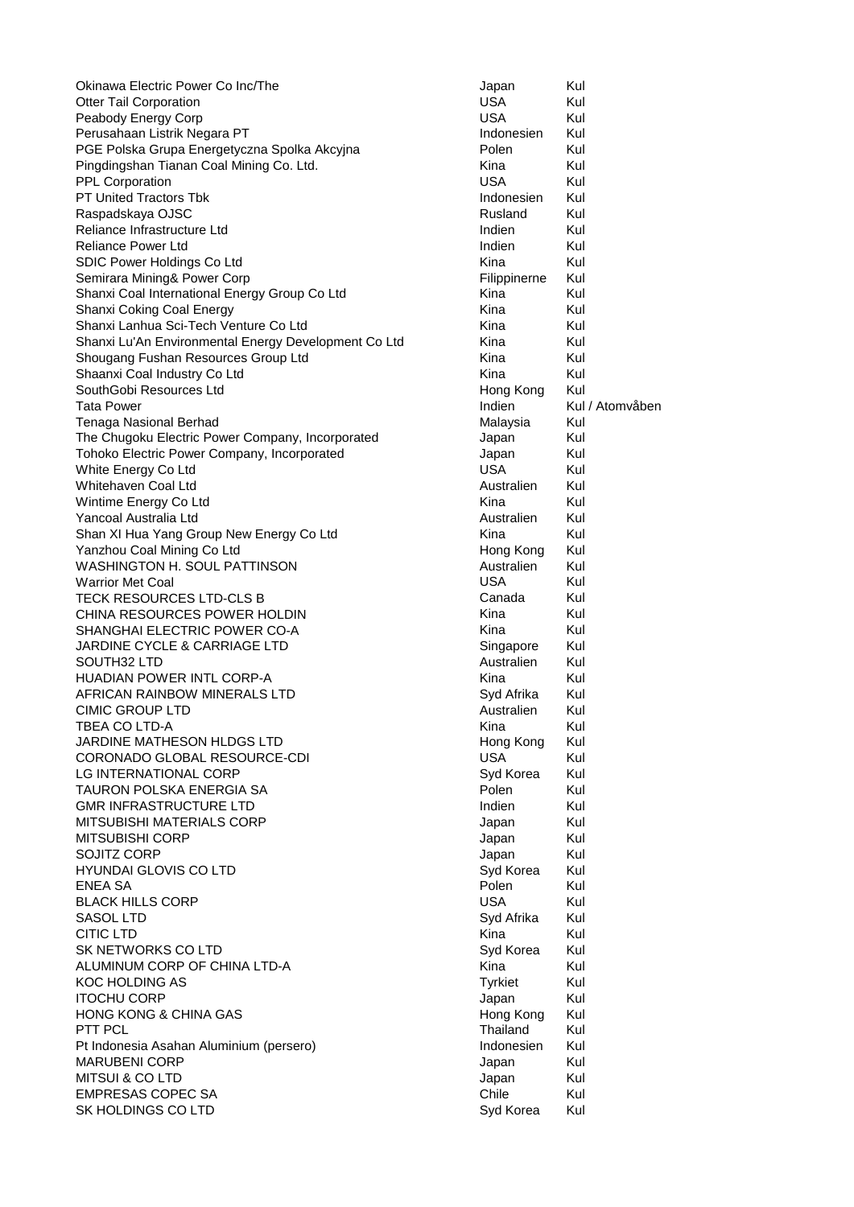| | | |
|---|---|---|
| Okinawa Electric Power Co Inc/The | Japan | Kul |
| Otter Tail Corporation | USA | Kul |
| Peabody Energy Corp | USA | Kul |
| Perusahaan Listrik Negara PT | Indonesien | Kul |
| PGE Polska Grupa Energetyczna Spolka Akcyjna | Polen | Kul |
| Pingdingshan Tianan Coal Mining Co. Ltd. | Kina | Kul |
| PPL Corporation | USA | Kul |
| PT United Tractors Tbk | Indonesien | Kul |
| Raspadskaya OJSC | Rusland | Kul |
| Reliance Infrastructure Ltd | Indien | Kul |
| Reliance Power Ltd | Indien | Kul |
| SDIC Power Holdings Co Ltd | Kina | Kul |
| Semirara Mining& Power Corp | Filippinerne | Kul |
| Shanxi Coal International Energy Group Co Ltd | Kina | Kul |
| Shanxi Coking Coal Energy | Kina | Kul |
| Shanxi Lanhua Sci-Tech Venture Co Ltd | Kina | Kul |
| Shanxi Lu'An Environmental Energy Development Co Ltd | Kina | Kul |
| Shougang Fushan Resources Group Ltd | Kina | Kul |
| Shaanxi Coal Industry Co Ltd | Kina | Kul |
| SouthGobi Resources Ltd | Hong Kong | Kul |
| Tata Power | Indien | Kul / Atomvåben |
| Tenaga Nasional Berhad | Malaysia | Kul |
| The Chugoku Electric Power Company, Incorporated | Japan | Kul |
| Tohoko Electric Power Company, Incorporated | Japan | Kul |
| White Energy Co Ltd | USA | Kul |
| Whitehaven Coal Ltd | Australien | Kul |
| Wintime Energy Co Ltd | Kina | Kul |
| Yancoal Australia Ltd | Australien | Kul |
| Shan XI Hua Yang Group New Energy Co Ltd | Kina | Kul |
| Yanzhou Coal Mining Co Ltd | Hong Kong | Kul |
| WASHINGTON H. SOUL PATTINSON | Australien | Kul |
| Warrior Met Coal | USA | Kul |
| TECK RESOURCES LTD-CLS B | Canada | Kul |
| CHINA RESOURCES POWER HOLDIN | Kina | Kul |
| SHANGHAI ELECTRIC POWER CO-A | Kina | Kul |
| JARDINE CYCLE & CARRIAGE LTD | Singapore | Kul |
| SOUTH32 LTD | Australien | Kul |
| HUADIAN POWER INTL CORP-A | Kina | Kul |
| AFRICAN RAINBOW MINERALS LTD | Syd Afrika | Kul |
| CIMIC GROUP LTD | Australien | Kul |
| TBEA CO LTD-A | Kina | Kul |
| JARDINE MATHESON HLDGS LTD | Hong Kong | Kul |
| CORONADO GLOBAL RESOURCE-CDI | USA | Kul |
| LG INTERNATIONAL CORP | Syd Korea | Kul |
| TAURON POLSKA ENERGIA SA | Polen | Kul |
| GMR INFRASTRUCTURE LTD | Indien | Kul |
| MITSUBISHI MATERIALS CORP | Japan | Kul |
| MITSUBISHI CORP | Japan | Kul |
| SOJITZ CORP | Japan | Kul |
| HYUNDAI GLOVIS CO LTD | Syd Korea | Kul |
| ENEA SA | Polen | Kul |
| BLACK HILLS CORP | USA | Kul |
| SASOL LTD | Syd Afrika | Kul |
| CITIC LTD | Kina | Kul |
| SK NETWORKS CO LTD | Syd Korea | Kul |
| ALUMINUM CORP OF CHINA LTD-A | Kina | Kul |
| KOC HOLDING AS | Tyrkiet | Kul |
| ITOCHU CORP | Japan | Kul |
| HONG KONG & CHINA GAS | Hong Kong | Kul |
| PTT PCL | Thailand | Kul |
| Pt Indonesia Asahan Aluminium (persero) | Indonesien | Kul |
| MARUBENI CORP | Japan | Kul |
| MITSUI & CO LTD | Japan | Kul |
| EMPRESAS COPEC SA | Chile | Kul |
| SK HOLDINGS CO LTD | Syd Korea | Kul |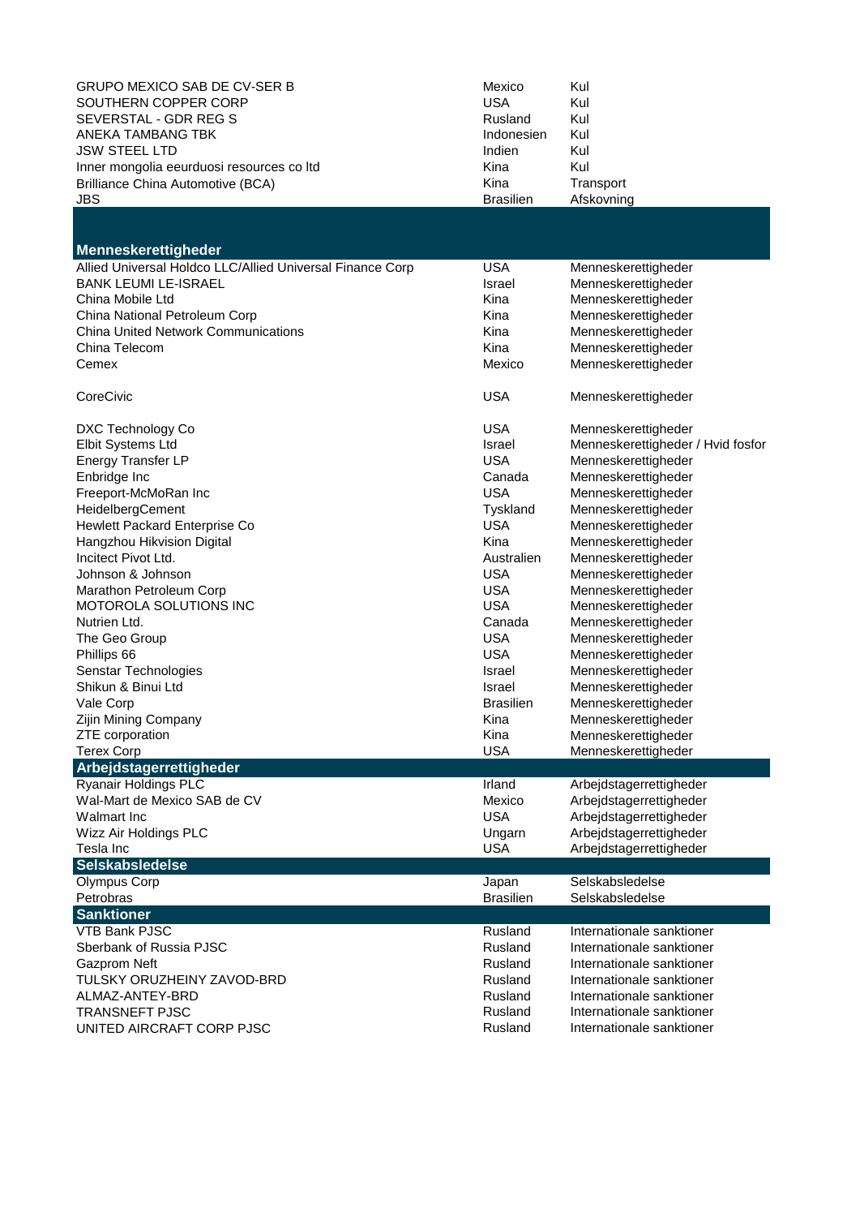| | | |
|---|---|---|
| GRUPO MEXICO SAB DE CV-SER B | Mexico | Kul |
| SOUTHERN COPPER CORP | USA | Kul |
| SEVERSTAL - GDR REG S | Rusland | Kul |
| ANEKA TAMBANG TBK | Indonesien | Kul |
| JSW STEEL LTD | Indien | Kul |
| Inner mongolia eeurduosi resources co ltd | Kina | Kul |
| Brilliance China Automotive (BCA) | Kina | Transport |
| JBS | Brasilien | Afskovning |

## Menneskerettigheder

| | | |
|---|---|---|
| Allied Universal Holdco LLC/Allied Universal Finance Corp | USA | Menneskerettigheder |
| BANK LEUMI LE-ISRAEL | Israel | Menneskerettigheder |
| China Mobile Ltd | Kina | Menneskerettigheder |
| China National Petroleum Corp | Kina | Menneskerettigheder |
| China United Network Communications | Kina | Menneskerettigheder |
| China Telecom | Kina | Menneskerettigheder |
| Cemex | Mexico | Menneskerettigheder |
| CoreCivic | USA | Menneskerettigheder |
| DXC Technology Co | USA | Menneskerettigheder |
| Elbit Systems Ltd | Israel | Menneskerettigheder / Hvid fosfor |
| Energy Transfer LP | USA | Menneskerettigheder |
| Enbridge Inc | Canada | Menneskerettigheder |
| Freeport-McMoRan Inc | USA | Menneskerettigheder |
| HeidelbergCement | Tyskland | Menneskerettigheder |
| Hewlett Packard Enterprise Co | USA | Menneskerettigheder |
| Hangzhou Hikvision Digital | Kina | Menneskerettigheder |
| Incitect Pivot Ltd. | Australien | Menneskerettigheder |
| Johnson & Johnson | USA | Menneskerettigheder |
| Marathon Petroleum Corp | USA | Menneskerettigheder |
| MOTOROLA SOLUTIONS INC | USA | Menneskerettigheder |
| Nutrien Ltd. | Canada | Menneskerettigheder |
| The Geo Group | USA | Menneskerettigheder |
| Phillips 66 | USA | Menneskerettigheder |
| Senstar Technologies | Israel | Menneskerettigheder |
| Shikun & Binui Ltd | Israel | Menneskerettigheder |
| Vale Corp | Brasilien | Menneskerettigheder |
| Zijin Mining Company | Kina | Menneskerettigheder |
| ZTE corporation | Kina | Menneskerettigheder |
| Terex Corp | USA | Menneskerettigheder |

## Arbejdstagerrettigheder

| | | |
|---|---|---|
| Ryanair Holdings PLC | Irland | Arbejdstagerrettigheder |
| Wal-Mart de Mexico SAB de CV | Mexico | Arbejdstagerrettigheder |
| Walmart Inc | USA | Arbejdstagerrettigheder |
| Wizz Air Holdings PLC | Ungarn | Arbejdstagerrettigheder |
| Tesla Inc | USA | Arbejdstagerrettigheder |

## Selskabsledelse

| | | |
|---|---|---|
| Olympus Corp | Japan | Selskabsledelse |
| Petrobras | Brasilien | Selskabsledelse |

## Sanktioner

| | | |
|---|---|---|
| VTB Bank PJSC | Rusland | Internationale sanktioner |
| Sberbank of Russia PJSC | Rusland | Internationale sanktioner |
| Gazprom Neft | Rusland | Internationale sanktioner |
| TULSKY ORUZHEINY ZAVOD-BRD | Rusland | Internationale sanktioner |
| ALMAZ-ANTEY-BRD | Rusland | Internationale sanktioner |
| TRANSNEFT PJSC | Rusland | Internationale sanktioner |
| UNITED AIRCRAFT CORP PJSC | Rusland | Internationale sanktioner |